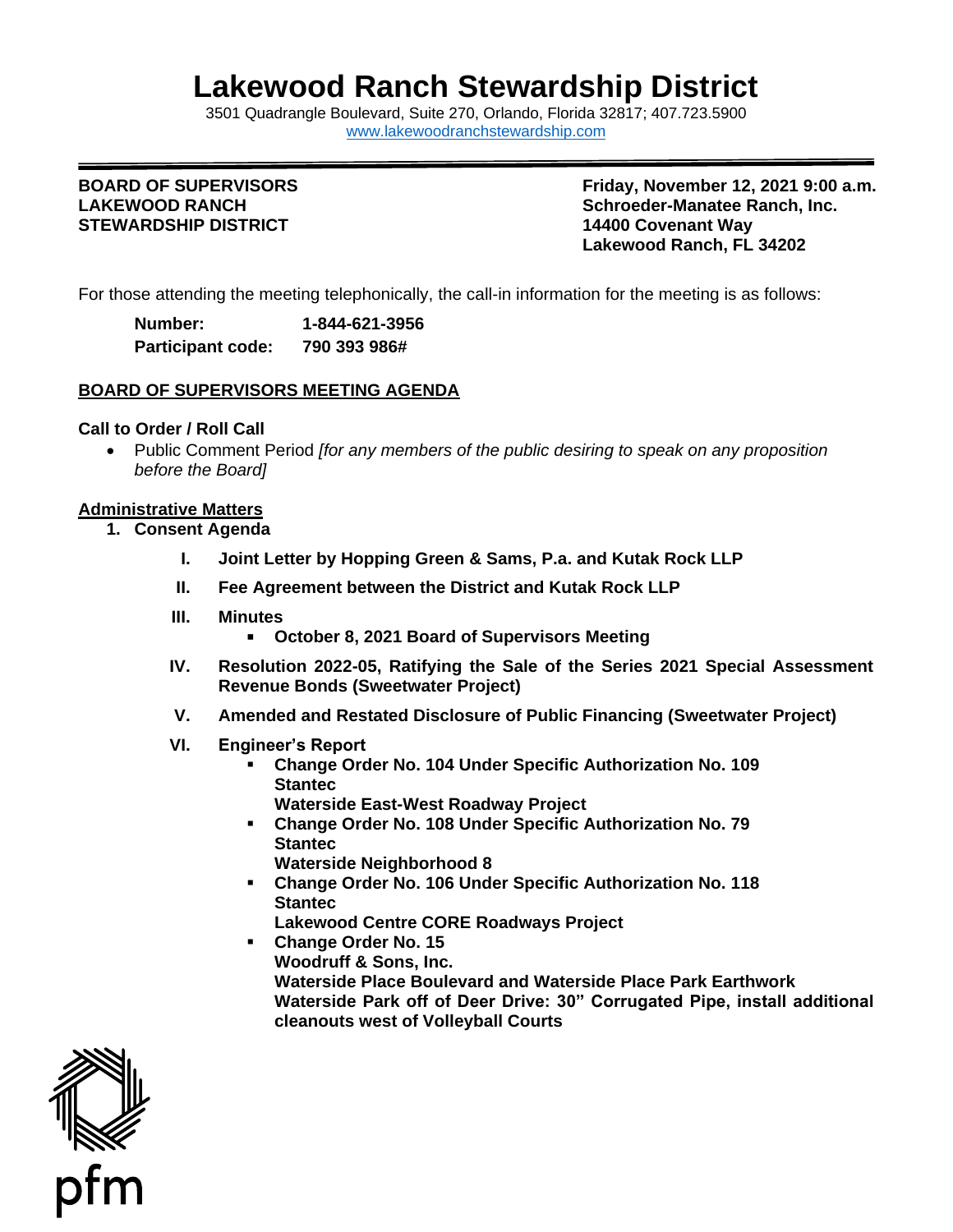# Lakewood Ranch Stewardship District

3501 Quadrangle Boulevard, Suite 270, Orlando, Florida 32817; 407.723.5900
www.lakewoodranchstewardship.com

**BOARD OF SUPERVISORS**
**LAKEWOOD RANCH**
**STEWARDSHIP DISTRICT**

**Friday, November 12, 2021 9:00 a.m.**
**Schroeder-Manatee Ranch, Inc.**
**14400 Covenant Way**
**Lakewood Ranch, FL 34202**

For those attending the meeting telephonically, the call-in information for the meeting is as follows:

**Number:** **1-844-621-3956**
**Participant code:** **790 393 986#**

## BOARD OF SUPERVISORS MEETING AGENDA

**Call to Order / Roll Call**

- Public Comment Period *[for any members of the public desiring to speak on any proposition before the Board]*

**Administrative Matters**

1. **Consent Agenda**

   I. **Joint Letter by Hopping Green & Sams, P.a. and Kutak Rock LLP**

   II. **Fee Agreement between the District and Kutak Rock LLP**

   III. **Minutes**
      - **October 8, 2021 Board of Supervisors Meeting**

   IV. **Resolution 2022-05, Ratifying the Sale of the Series 2021 Special Assessment Revenue Bonds (Sweetwater Project)**

   V. **Amended and Restated Disclosure of Public Financing (Sweetwater Project)**

   VI. **Engineer's Report**
      - **Change Order No. 104 Under Specific Authorization No. 109**
        **Stantec**
        **Waterside East-West Roadway Project**
      - **Change Order No. 108 Under Specific Authorization No. 79**
        **Stantec**
        **Waterside Neighborhood 8**
      - **Change Order No. 106 Under Specific Authorization No. 118**
        **Stantec**
        **Lakewood Centre CORE Roadways Project**
      - **Change Order No. 15**
        **Woodruff & Sons, Inc.**
        **Waterside Place Boulevard and Waterside Place Park Earthwork**
        **Waterside Park off of Deer Drive: 30" Corrugated Pipe, install additional cleanouts west of Volleyball Courts**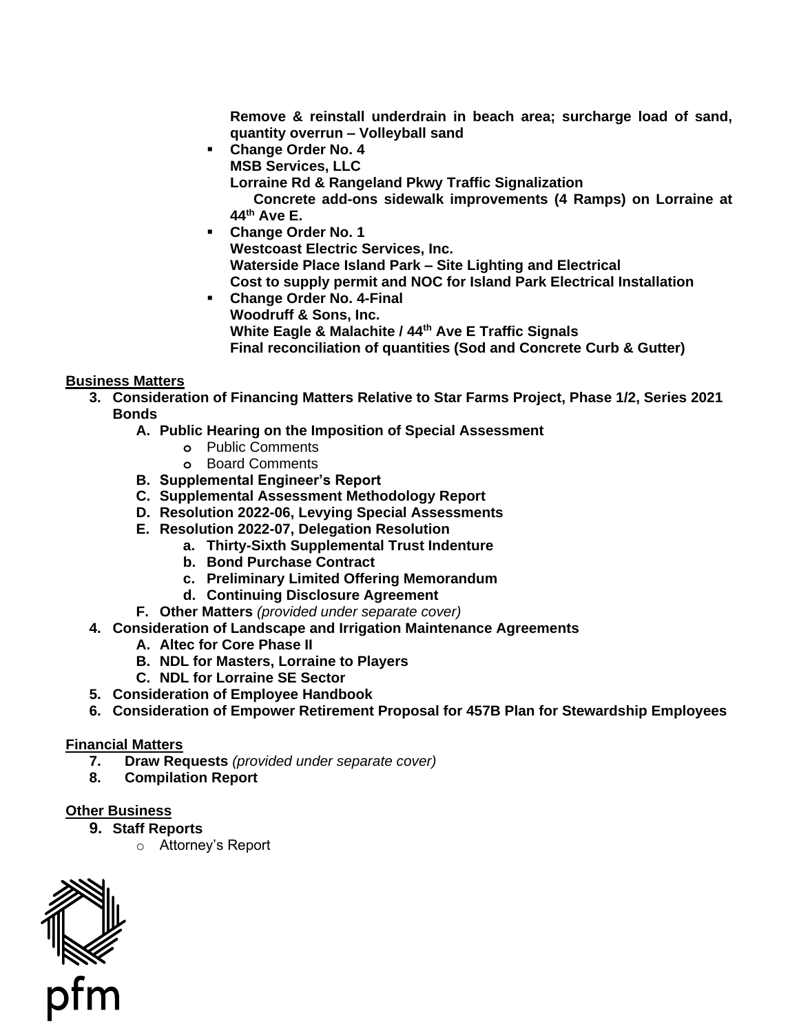**Remove & reinstall underdrain in beach area; surcharge load of sand, quantity overrun – Volleyball sand**

- **Change Order No. 4**
  **MSB Services, LLC**
  **Lorraine Rd & Rangeland Pkwy Traffic Signalization**
  **Concrete add-ons sidewalk improvements (4 Ramps) on Lorraine at 44th Ave E.**
- **Change Order No. 1**
  **Westcoast Electric Services, Inc.**
  **Waterside Place Island Park – Site Lighting and Electrical**
  **Cost to supply permit and NOC for Island Park Electrical Installation**
- **Change Order No. 4-Final**
  **Woodruff & Sons, Inc.**
  **White Eagle & Malachite / 44th Ave E Traffic Signals**
  **Final reconciliation of quantities (Sod and Concrete Curb & Gutter)**

**Business Matters**

3. **Consideration of Financing Matters Relative to Star Farms Project, Phase 1/2, Series 2021 Bonds**
   - **A. Public Hearing on the Imposition of Special Assessment**
     - Public Comments
     - Board Comments
   - **B. Supplemental Engineer's Report**
   - **C. Supplemental Assessment Methodology Report**
   - **D. Resolution 2022-06, Levying Special Assessments**
   - **E. Resolution 2022-07, Delegation Resolution**
     - **a. Thirty-Sixth Supplemental Trust Indenture**
     - **b. Bond Purchase Contract**
     - **c. Preliminary Limited Offering Memorandum**
     - **d. Continuing Disclosure Agreement**
   - **F. Other Matters** *(provided under separate cover)*
4. **Consideration of Landscape and Irrigation Maintenance Agreements**
   - **A. Altec for Core Phase II**
   - **B. NDL for Masters, Lorraine to Players**
   - **C. NDL for Lorraine SE Sector**
5. **Consideration of Employee Handbook**
6. **Consideration of Empower Retirement Proposal for 457B Plan for Stewardship Employees**

**Financial Matters**

7. **Draw Requests** *(provided under separate cover)*
8. **Compilation Report**

**Other Business**

9. **Staff Reports**
   - Attorney's Report

pfm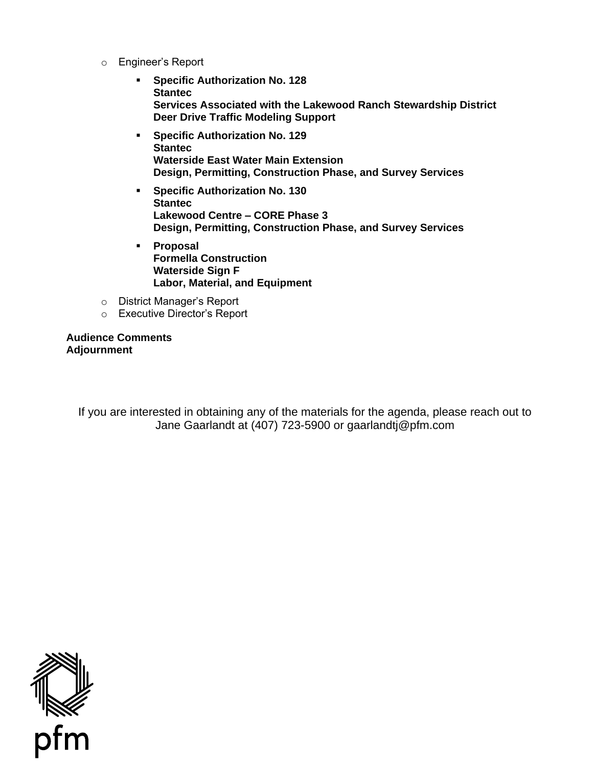- Engineer's Report
  - **Specific Authorization No. 128**
    **Stantec**
    **Services Associated with the Lakewood Ranch Stewardship District**
    **Deer Drive Traffic Modeling Support**
  - **Specific Authorization No. 129**
    **Stantec**
    **Waterside East Water Main Extension**
    **Design, Permitting, Construction Phase, and Survey Services**
  - **Specific Authorization No. 130**
    **Stantec**
    **Lakewood Centre – CORE Phase 3**
    **Design, Permitting, Construction Phase, and Survey Services**
  - **Proposal**
    **Formella Construction**
    **Waterside Sign F**
    **Labor, Material, and Equipment**
- District Manager's Report
- Executive Director's Report

**Audience Comments**
**Adjournment**

If you are interested in obtaining any of the materials for the agenda, please reach out to Jane Gaarlandt at (407) 723-5900 or gaarlandtj@pfm.com

pfm